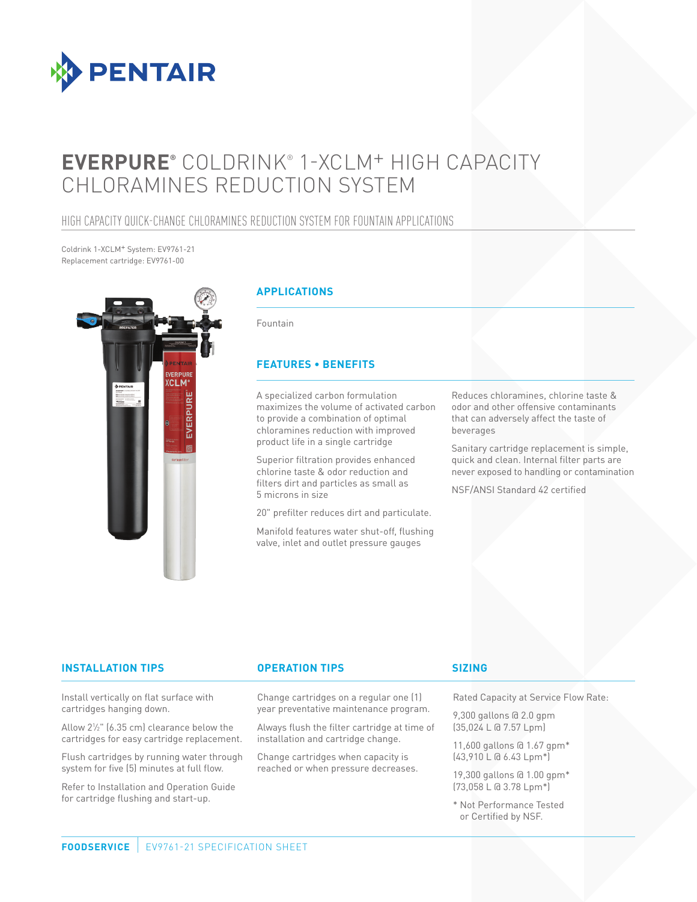# EVERPURE® COLDRINK® 1-XCLM+ HIGH CAPACITY CHLORAMINES REDUCTION SYSTEM

## HIGH CAPACITY QUICK-CHANGE CHLORAMINES REDUCTION SYSTEM FOR FOUNTAIN APPLICATIONS

Coldrink 1-XCLM+ System: EV9761-21
Replacement cartridge: EV9761-00

### APPLICATIONS

Fountain

### FEATURES • BENEFITS

A specialized carbon formulation maximizes the volume of activated carbon to provide a combination of optimal chloramines reduction with improved product life in a single cartridge

Superior filtration provides enhanced chlorine taste & odor reduction and filters dirt and particles as small as 5 microns in size

20" prefilter reduces dirt and particulate.

Manifold features water shut-off, flushing valve, inlet and outlet pressure gauges

Reduces chloramines, chlorine taste & odor and other offensive contaminants that can adversely affect the taste of beverages

Sanitary cartridge replacement is simple, quick and clean. Internal filter parts are never exposed to handling or contamination

NSF/ANSI Standard 42 certified

### INSTALLATION TIPS

Install vertically on flat surface with cartridges hanging down.

Allow 2½" (6.35 cm) clearance below the cartridges for easy cartridge replacement.

Flush cartridges by running water through system for five (5) minutes at full flow.

Refer to Installation and Operation Guide for cartridge flushing and start-up.

### OPERATION TIPS

Change cartridges on a regular one (1) year preventative maintenance program.

Always flush the filter cartridge at time of installation and cartridge change.

Change cartridges when capacity is reached or when pressure decreases.

### SIZING

Rated Capacity at Service Flow Rate:

9,300 gallons @ 2.0 gpm
(35,024 L @ 7.57 Lpm)

11,600 gallons @ 1.67 gpm*
(43,910 L @ 6.43 Lpm*)

19,300 gallons @ 1.00 gpm*
(73,058 L @ 3.78 Lpm*)

\* Not Performance Tested or Certified by NSF.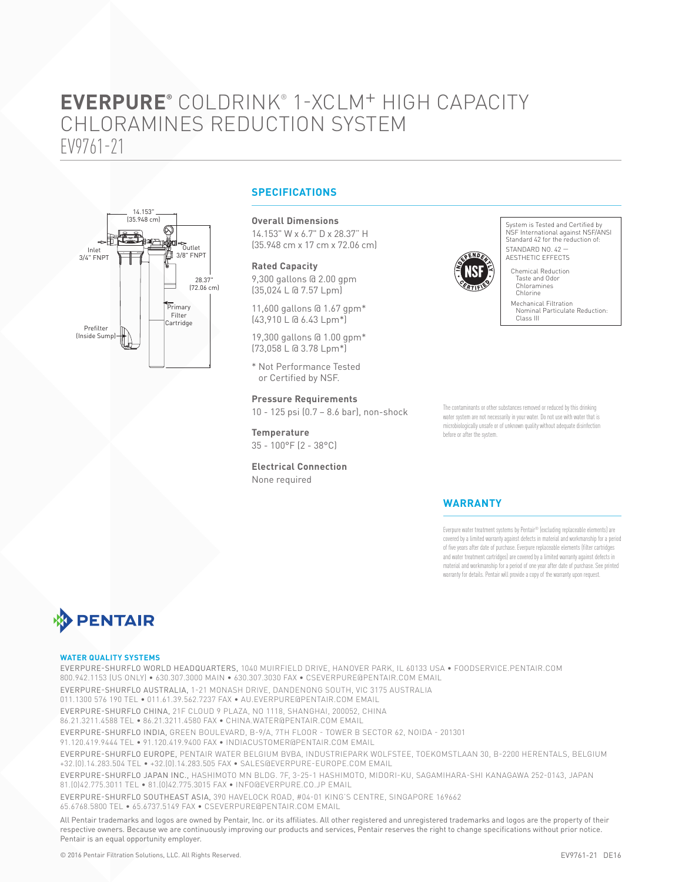# EVERPURE® COLDRINK® 1-XCLM+ HIGH CAPACITY CHLORAMINES REDUCTION SYSTEM

EV9761-21

14.153"
(35.948 cm)

Inlet
3/4" FNPT

Outlet
3/8" FNPT

28.37"
(72.06 cm)

Primary
Filter
Cartridge

Prefilter
(Inside Sump)

## SPECIFICATIONS

**Overall Dimensions**
14.153" W x 6.7" D x 28.37" H
(35.948 cm x 17 cm x 72.06 cm)

**Rated Capacity**
9,300 gallons @ 2.00 gpm
(35,024 L @ 7.57 Lpm)

11,600 gallons @ 1.67 gpm*
(43,910 L @ 6.43 Lpm*)

19,300 gallons @ 1.00 gpm*
(73,058 L @ 3.78 Lpm*)

* Not Performance Tested or Certified by NSF.

**Pressure Requirements**
10 - 125 psi (0.7 – 8.6 bar), non-shock

**Temperature**
35 - 100°F (2 - 38°C)

**Electrical Connection**
None required

INDEPENDENTLY NSF CERTIFIED

System is Tested and Certified by NSF International against NSF/ANSI Standard 42 for the reduction of:

STANDARD NO. 42 — AESTHETIC EFFECTS

Chemical Reduction
- Taste and Odor
- Chloramines
- Chlorine

Mechanical Filtration
- Nominal Particulate Reduction: Class III

The contaminants or other substances removed or reduced by this drinking water system are not necessarily in your water. Do not use with water that is microbiologically unsafe or of unknown quality without adequate disinfection before or after the system.

## WARRANTY

Everpure water treatment systems by Pentair® (excluding replaceable elements) are covered by a limited warranty against defects in material and workmanship for a period of five years after date of purchase. Everpure replaceable elements (filter cartridges and water treatment cartridges) are covered by a limited warranty against defects in material and workmanship for a period of one year after date of purchase. See printed warranty for details. Pentair will provide a copy of the warranty upon request.

PENTAIR

**WATER QUALITY SYSTEMS**

EVERPURE-SHURFLO WORLD HEADQUARTERS, 1040 MUIRFIELD DRIVE, HANOVER PARK, IL 60133 USA • FOODSERVICE.PENTAIR.COM
800.942.1153 (US ONLY) • 630.307.3000 MAIN • 630.307.3030 FAX • CSEVERPURE@PENTAIR.COM EMAIL

EVERPURE-SHURFLO AUSTRALIA, 1-21 MONASH DRIVE, DANDENONG SOUTH, VIC 3175 AUSTRALIA
011.1300 576 190 TEL • 011.61.39.562.7237 FAX • AU.EVERPURE@PENTAIR.COM EMAIL

EVERPURE-SHURFLO CHINA, 21F CLOUD 9 PLAZA, NO 1118, SHANGHAI, 200052, CHINA
86.21.3211.4588 TEL • 86.21.3211.4580 FAX • CHINA.WATER@PENTAIR.COM EMAIL

EVERPURE-SHURFLO INDIA, GREEN BOULEVARD, B-9/A, 7TH FLOOR - TOWER B SECTOR 62, NOIDA - 201301
91.120.419.9444 TEL • 91.120.419.9400 FAX • INDIACUSTOMER@PENTAIR.COM EMAIL

EVERPURE-SHURFLO EUROPE, PENTAIR WATER BELGIUM BVBA, INDUSTRIEPARK WOLFSTEE, TOEKOMSTLAAN 30, B-2200 HERENTALS, BELGIUM
+32.(0).14.283.504 TEL • +32.(0).14.283.505 FAX • SALES@EVERPURE-EUROPE.COM EMAIL

EVERPURE-SHURFLO JAPAN INC., HASHIMOTO MN BLDG. 7F, 3-25-1 HASHIMOTO, MIDORI-KU, SAGAMIHARA-SHI KANAGAWA 252-0143, JAPAN
81.(0)42.775.3011 TEL • 81.(0)42.775.3015 FAX • INFO@EVERPURE.CO.JP EMAIL

EVERPURE-SHURFLO SOUTHEAST ASIA, 390 HAVELOCK ROAD, #04-01 KING'S CENTRE, SINGAPORE 169662
65.6768.5800 TEL • 65.6737.5149 FAX • CSEVERPURE@PENTAIR.COM EMAIL

All Pentair trademarks and logos are owned by Pentair, Inc. or its affiliates. All other registered and unregistered trademarks and logos are the property of their respective owners. Because we are continuously improving our products and services, Pentair reserves the right to change specifications without prior notice. Pentair is an equal opportunity employer.

© 2016 Pentair Filtration Solutions, LLC. All Rights Reserved.

EV9761-21 DE16